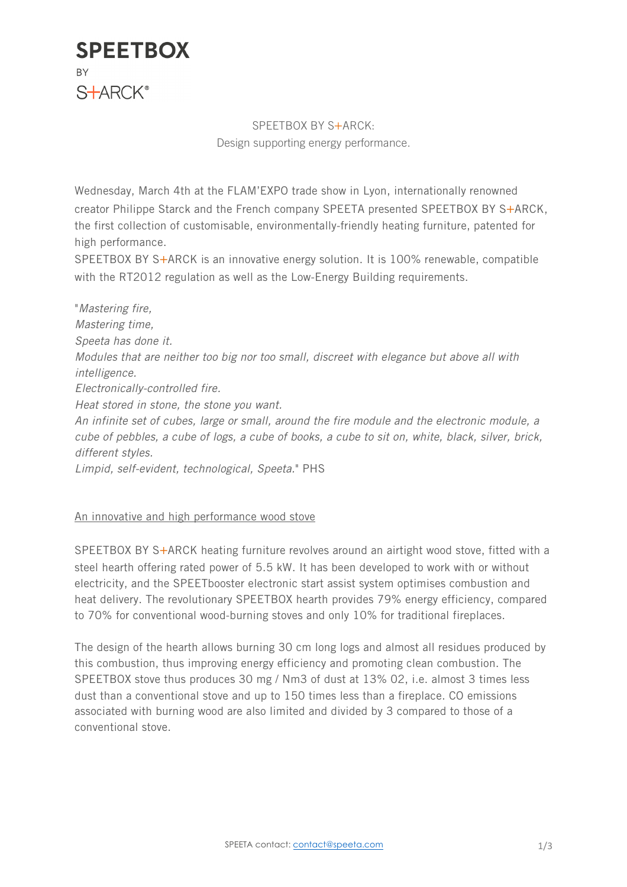# SPEETBOX

BY

S+ARCK®

SPEETBOX BY S+ARCK:
Design supporting energy performance.

Wednesday, March 4th at the FLAM'EXPO trade show in Lyon, internationally renowned creator Philippe Starck and the French company SPEETA presented SPEETBOX BY S+ARCK, the first collection of customisable, environmentally-friendly heating furniture, patented for high performance.
SPEETBOX BY S+ARCK is an innovative energy solution. It is 100% renewable, compatible with the RT2012 regulation as well as the Low-Energy Building requirements.

"*Mastering fire,*
*Mastering time,*
*Speeta has done it.*
*Modules that are neither too big nor too small, discreet with elegance but above all with intelligence.*
*Electronically-controlled fire.*
*Heat stored in stone, the stone you want.*
*An infinite set of cubes, large or small, around the fire module and the electronic module, a cube of pebbles, a cube of logs, a cube of books, a cube to sit on, white, black, silver, brick, different styles.*
*Limpid, self-evident, technological, Speeta.*" PHS

## An innovative and high performance wood stove

SPEETBOX BY S+ARCK heating furniture revolves around an airtight wood stove, fitted with a steel hearth offering rated power of 5.5 kW. It has been developed to work with or without electricity, and the SPEETbooster electronic start assist system optimises combustion and heat delivery. The revolutionary SPEETBOX hearth provides 79% energy efficiency, compared to 70% for conventional wood-burning stoves and only 10% for traditional fireplaces.

The design of the hearth allows burning 30 cm long logs and almost all residues produced by this combustion, thus improving energy efficiency and promoting clean combustion. The SPEETBOX stove thus produces 30 mg / Nm3 of dust at 13% $O_2$, i.e. almost 3 times less dust than a conventional stove and up to 150 times less than a fireplace. CO emissions associated with burning wood are also limited and divided by 3 compared to those of a conventional stove.

SPEETA contact: contact@speeta.com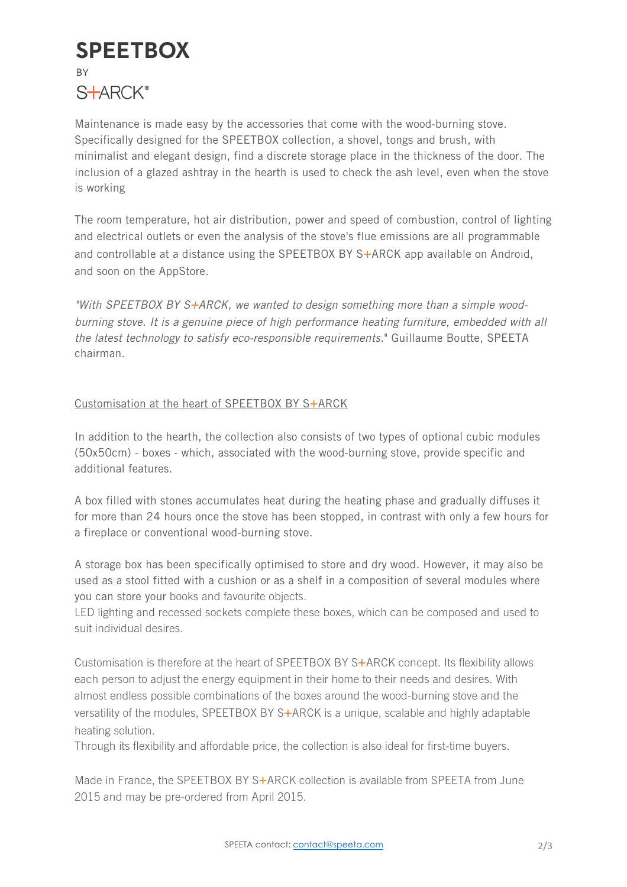**SPEETBOX**

BY

S+ARCK®

Maintenance is made easy by the accessories that come with the wood-burning stove. Specifically designed for the SPEETBOX collection, a shovel, tongs and brush, with minimalist and elegant design, find a discrete storage place in the thickness of the door. The inclusion of a glazed ashtray in the hearth is used to check the ash level, even when the stove is working

The room temperature, hot air distribution, power and speed of combustion, control of lighting and electrical outlets or even the analysis of the stove's flue emissions are all programmable and controllable at a distance using the SPEETBOX BY S+ARCK app available on Android, and soon on the AppStore.

*"With SPEETBOX BY S+ARCK, we wanted to design something more than a simple wood-burning stove. It is a genuine piece of high performance heating furniture, embedded with all the latest technology to satisfy eco-responsible requirements.*" Guillaume Boutte, SPEETA chairman.

Customisation at the heart of SPEETBOX BY S+ARCK

In addition to the hearth, the collection also consists of two types of optional cubic modules (50x50cm) - boxes - which, associated with the wood-burning stove, provide specific and additional features.

A box filled with stones accumulates heat during the heating phase and gradually diffuses it for more than 24 hours once the stove has been stopped, in contrast with only a few hours for a fireplace or conventional wood-burning stove.

A storage box has been specifically optimised to store and dry wood. However, it may also be used as a stool fitted with a cushion or as a shelf in a composition of several modules where you can store your books and favourite objects.
LED lighting and recessed sockets complete these boxes, which can be composed and used to suit individual desires.

Customisation is therefore at the heart of SPEETBOX BY S+ARCK concept. Its flexibility allows each person to adjust the energy equipment in their home to their needs and desires. With almost endless possible combinations of the boxes around the wood-burning stove and the versatility of the modules, SPEETBOX BY S+ARCK is a unique, scalable and highly adaptable heating solution.
Through its flexibility and affordable price, the collection is also ideal for first-time buyers.

Made in France, the SPEETBOX BY S+ARCK collection is available from SPEETA from June 2015 and may be pre-ordered from April 2015.

SPEETA contact: contact@speeta.com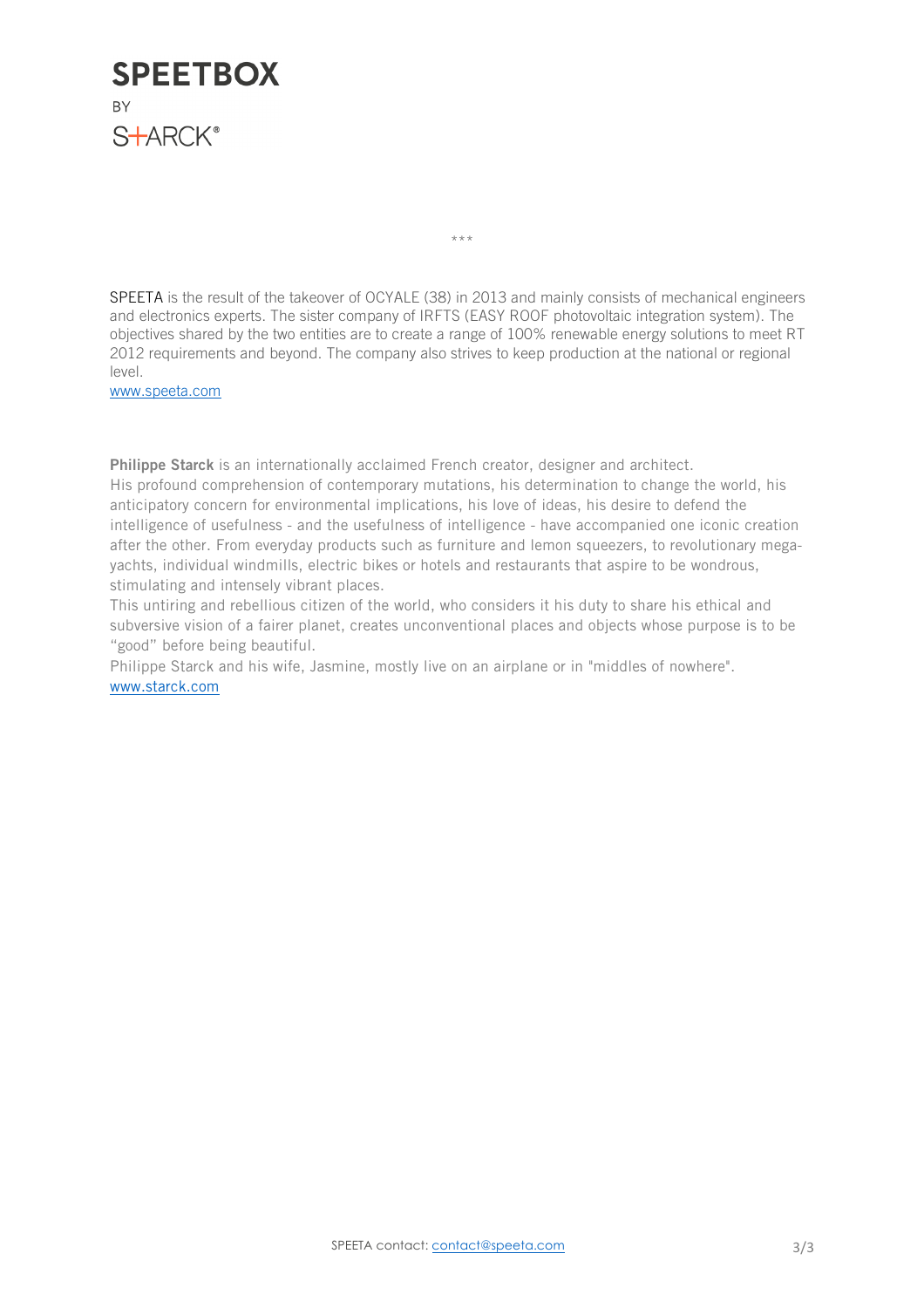**SPEETBOX**

BY

S+ARCK®

***

SPEETA is the result of the takeover of OCYALE (38) in 2013 and mainly consists of mechanical engineers and electronics experts. The sister company of IRFTS (EASY ROOF photovoltaic integration system). The objectives shared by the two entities are to create a range of 100% renewable energy solutions to meet RT 2012 requirements and beyond. The company also strives to keep production at the national or regional level.
www.speeta.com

**Philippe Starck** is an internationally acclaimed French creator, designer and architect.
His profound comprehension of contemporary mutations, his determination to change the world, his anticipatory concern for environmental implications, his love of ideas, his desire to defend the intelligence of usefulness - and the usefulness of intelligence - have accompanied one iconic creation after the other. From everyday products such as furniture and lemon squeezers, to revolutionary mega-yachts, individual windmills, electric bikes or hotels and restaurants that aspire to be wondrous, stimulating and intensely vibrant places.
This untiring and rebellious citizen of the world, who considers it his duty to share his ethical and subversive vision of a fairer planet, creates unconventional places and objects whose purpose is to be "good" before being beautiful.
Philippe Starck and his wife, Jasmine, mostly live on an airplane or in "middles of nowhere".
www.starck.com

SPEETA contact: contact@speeta.com